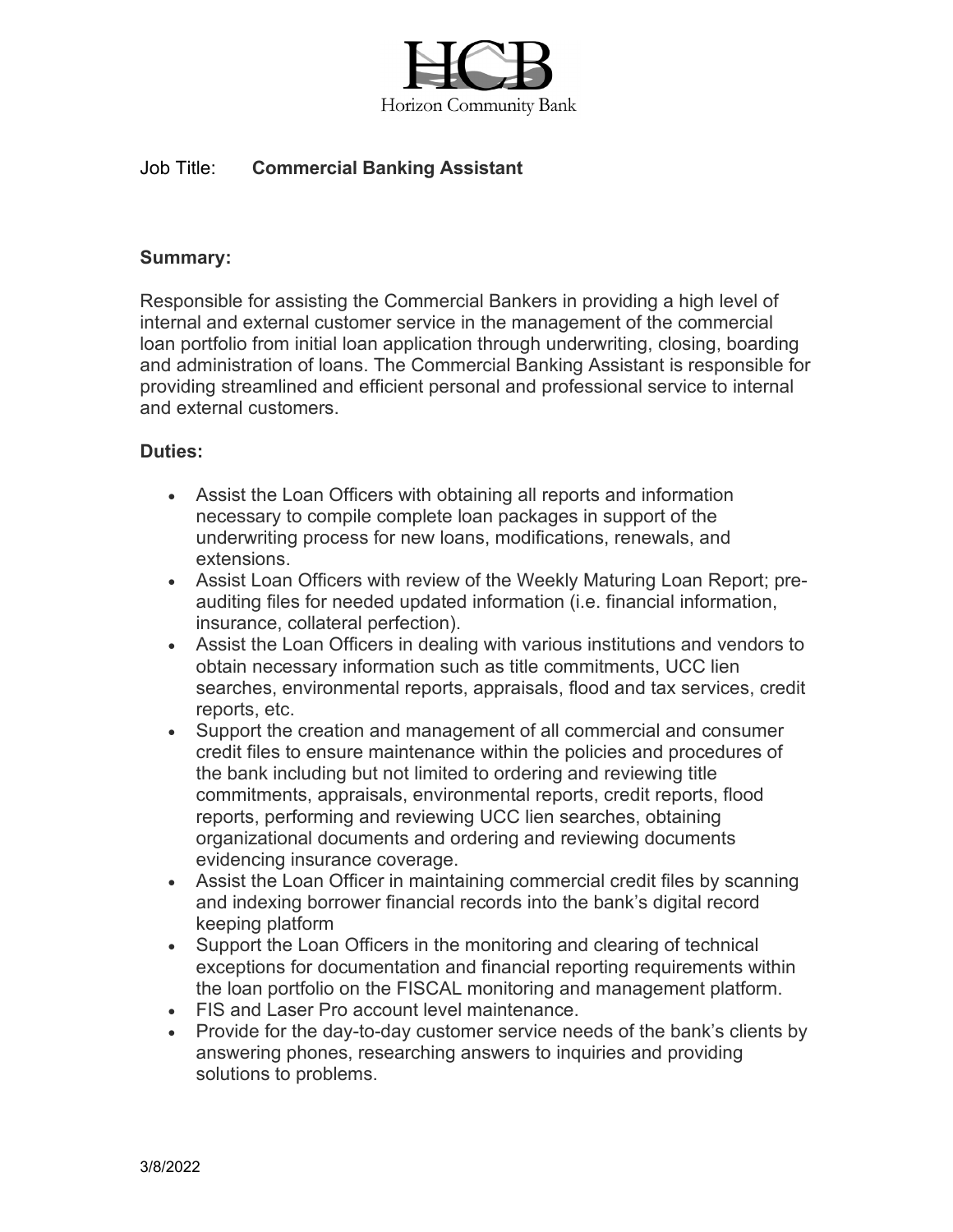Horizon Community Bank

Job Title: **Commercial Banking Assistant**

**Summary:**

Responsible for assisting the Commercial Bankers in providing a high level of internal and external customer service in the management of the commercial loan portfolio from initial loan application through underwriting, closing, boarding and administration of loans. The Commercial Banking Assistant is responsible for providing streamlined and efficient personal and professional service to internal and external customers.

**Duties:**

- Assist the Loan Officers with obtaining all reports and information necessary to compile complete loan packages in support of the underwriting process for new loans, modifications, renewals, and extensions.
- Assist Loan Officers with review of the Weekly Maturing Loan Report; pre-auditing files for needed updated information (i.e. financial information, insurance, collateral perfection).
- Assist the Loan Officers in dealing with various institutions and vendors to obtain necessary information such as title commitments, UCC lien searches, environmental reports, appraisals, flood and tax services, credit reports, etc.
- Support the creation and management of all commercial and consumer credit files to ensure maintenance within the policies and procedures of the bank including but not limited to ordering and reviewing title commitments, appraisals, environmental reports, credit reports, flood reports, performing and reviewing UCC lien searches, obtaining organizational documents and ordering and reviewing documents evidencing insurance coverage.
- Assist the Loan Officer in maintaining commercial credit files by scanning and indexing borrower financial records into the bank's digital record keeping platform
- Support the Loan Officers in the monitoring and clearing of technical exceptions for documentation and financial reporting requirements within the loan portfolio on the FISCAL monitoring and management platform.
- FIS and Laser Pro account level maintenance.
- Provide for the day-to-day customer service needs of the bank's clients by answering phones, researching answers to inquiries and providing solutions to problems.

3/8/2022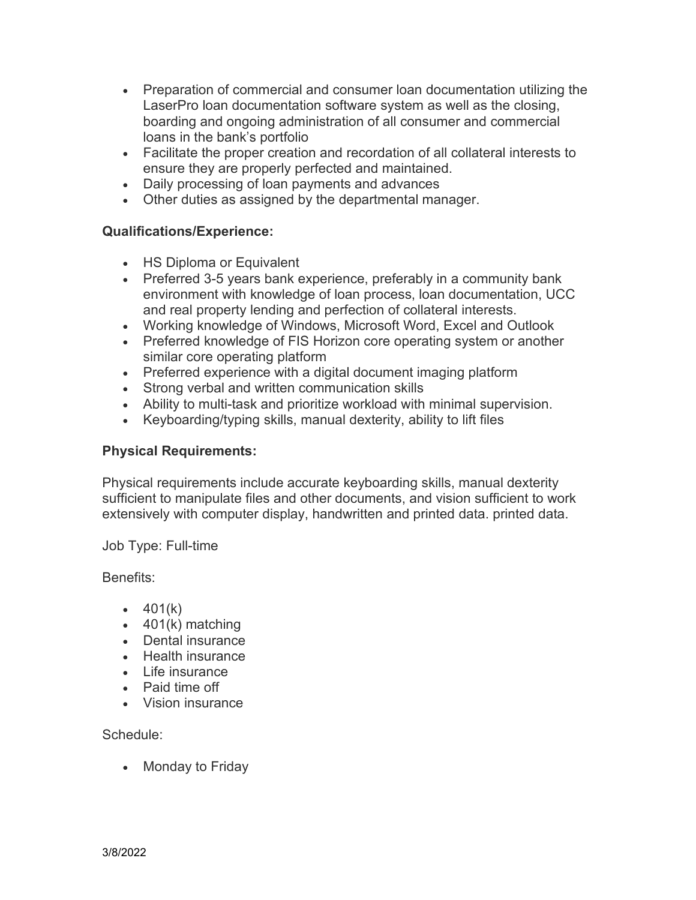- Preparation of commercial and consumer loan documentation utilizing the LaserPro loan documentation software system as well as the closing, boarding and ongoing administration of all consumer and commercial loans in the bank's portfolio
- Facilitate the proper creation and recordation of all collateral interests to ensure they are properly perfected and maintained.
- Daily processing of loan payments and advances
- Other duties as assigned by the departmental manager.

**Qualifications/Experience:**

- HS Diploma or Equivalent
- Preferred 3-5 years bank experience, preferably in a community bank environment with knowledge of loan process, loan documentation, UCC and real property lending and perfection of collateral interests.
- Working knowledge of Windows, Microsoft Word, Excel and Outlook
- Preferred knowledge of FIS Horizon core operating system or another similar core operating platform
- Preferred experience with a digital document imaging platform
- Strong verbal and written communication skills
- Ability to multi-task and prioritize workload with minimal supervision.
- Keyboarding/typing skills, manual dexterity, ability to lift files

**Physical Requirements:**

Physical requirements include accurate keyboarding skills, manual dexterity sufficient to manipulate files and other documents, and vision sufficient to work extensively with computer display, handwritten and printed data. printed data.

Job Type: Full-time

Benefits:

- 401(k)
- 401(k) matching
- Dental insurance
- Health insurance
- Life insurance
- Paid time off
- Vision insurance

Schedule:

- Monday to Friday